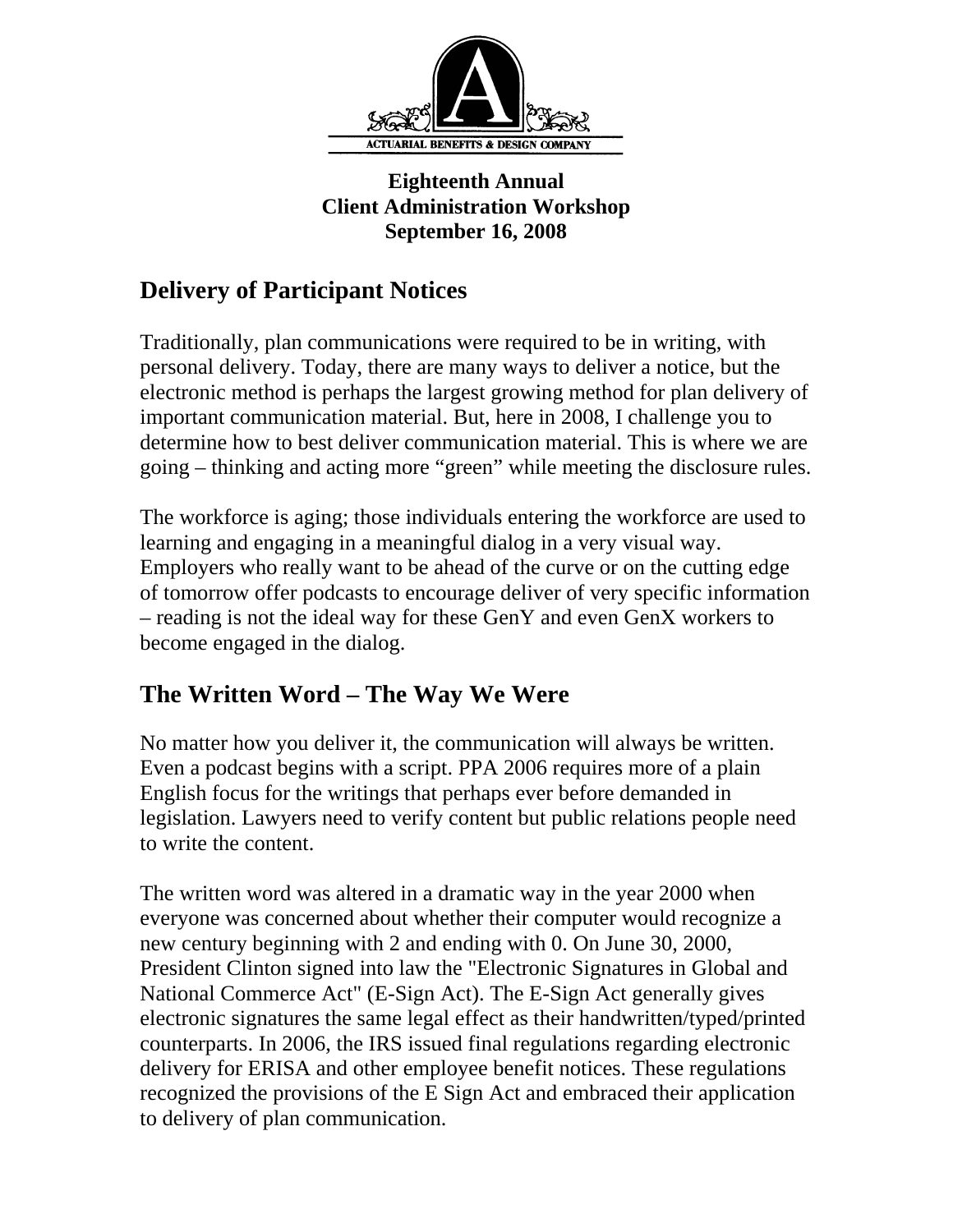ACTUARIAL BENEFITS & DESIGN COMPANY

**Eighteenth Annual**
**Client Administration Workshop**
**September 16, 2008**

## Delivery of Participant Notices

Traditionally, plan communications were required to be in writing, with personal delivery. Today, there are many ways to deliver a notice, but the electronic method is perhaps the largest growing method for plan delivery of important communication material. But, here in 2008, I challenge you to determine how to best deliver communication material. This is where we are going – thinking and acting more "green" while meeting the disclosure rules.

The workforce is aging; those individuals entering the workforce are used to learning and engaging in a meaningful dialog in a very visual way. Employers who really want to be ahead of the curve or on the cutting edge of tomorrow offer podcasts to encourage deliver of very specific information – reading is not the ideal way for these GenY and even GenX workers to become engaged in the dialog.

## The Written Word – The Way We Were

No matter how you deliver it, the communication will always be written. Even a podcast begins with a script. PPA 2006 requires more of a plain English focus for the writings that perhaps ever before demanded in legislation. Lawyers need to verify content but public relations people need to write the content.

The written word was altered in a dramatic way in the year 2000 when everyone was concerned about whether their computer would recognize a new century beginning with 2 and ending with 0. On June 30, 2000, President Clinton signed into law the "Electronic Signatures in Global and National Commerce Act" (E-Sign Act). The E-Sign Act generally gives electronic signatures the same legal effect as their handwritten/typed/printed counterparts. In 2006, the IRS issued final regulations regarding electronic delivery for ERISA and other employee benefit notices. These regulations recognized the provisions of the E Sign Act and embraced their application to delivery of plan communication.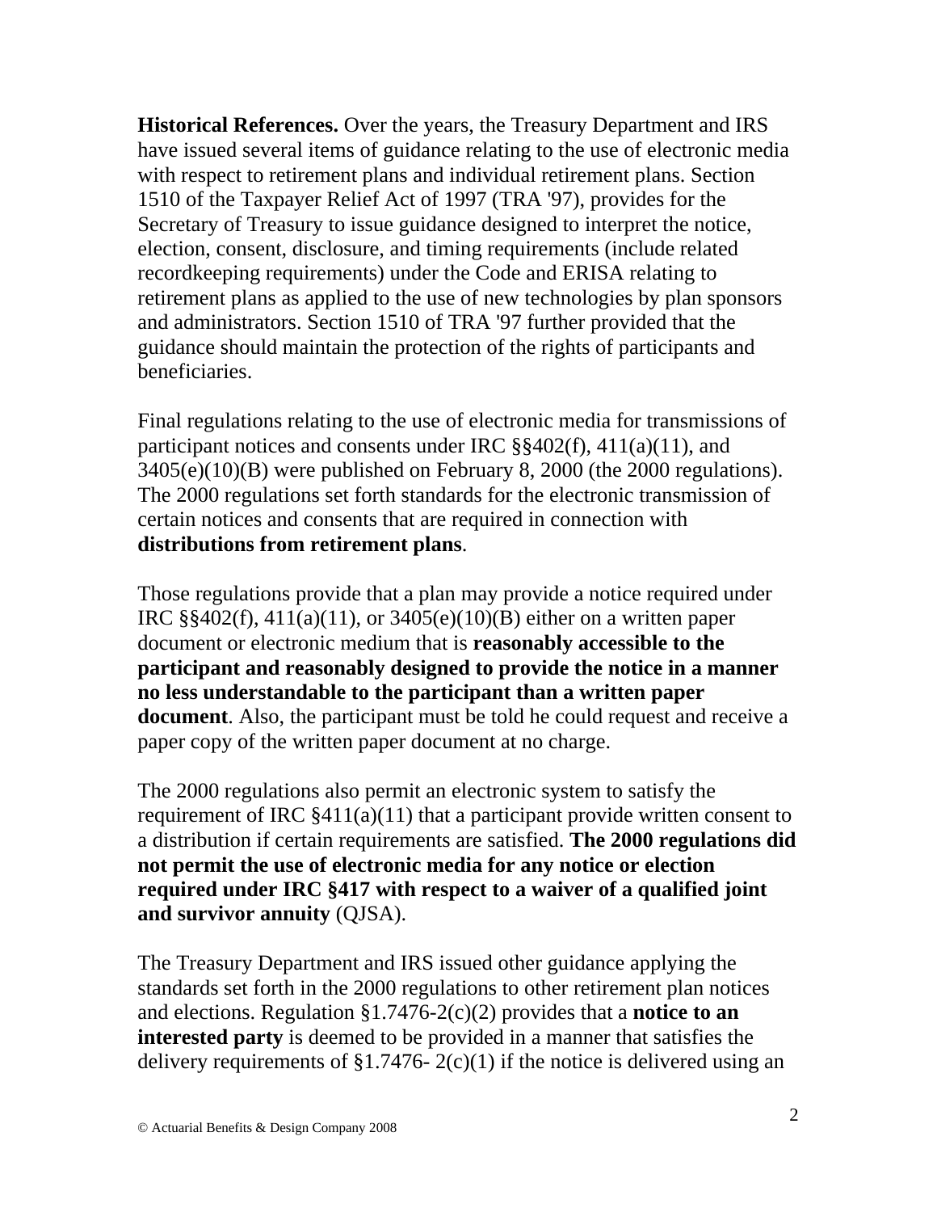**Historical References.** Over the years, the Treasury Department and IRS have issued several items of guidance relating to the use of electronic media with respect to retirement plans and individual retirement plans. Section 1510 of the Taxpayer Relief Act of 1997 (TRA '97), provides for the Secretary of Treasury to issue guidance designed to interpret the notice, election, consent, disclosure, and timing requirements (include related recordkeeping requirements) under the Code and ERISA relating to retirement plans as applied to the use of new technologies by plan sponsors and administrators. Section 1510 of TRA '97 further provided that the guidance should maintain the protection of the rights of participants and beneficiaries.

Final regulations relating to the use of electronic media for transmissions of participant notices and consents under IRC §§402(f), 411(a)(11), and 3405(e)(10)(B) were published on February 8, 2000 (the 2000 regulations). The 2000 regulations set forth standards for the electronic transmission of certain notices and consents that are required in connection with **distributions from retirement plans**.

Those regulations provide that a plan may provide a notice required under IRC §§402(f), 411(a)(11), or 3405(e)(10)(B) either on a written paper document or electronic medium that is **reasonably accessible to the participant and reasonably designed to provide the notice in a manner no less understandable to the participant than a written paper document**. Also, the participant must be told he could request and receive a paper copy of the written paper document at no charge.

The 2000 regulations also permit an electronic system to satisfy the requirement of IRC §411(a)(11) that a participant provide written consent to a distribution if certain requirements are satisfied. **The 2000 regulations did not permit the use of electronic media for any notice or election required under IRC §417 with respect to a waiver of a qualified joint and survivor annuity** (QJSA).

The Treasury Department and IRS issued other guidance applying the standards set forth in the 2000 regulations to other retirement plan notices and elections. Regulation §1.7476-2(c)(2) provides that a **notice to an interested party** is deemed to be provided in a manner that satisfies the delivery requirements of §1.7476- 2(c)(1) if the notice is delivered using an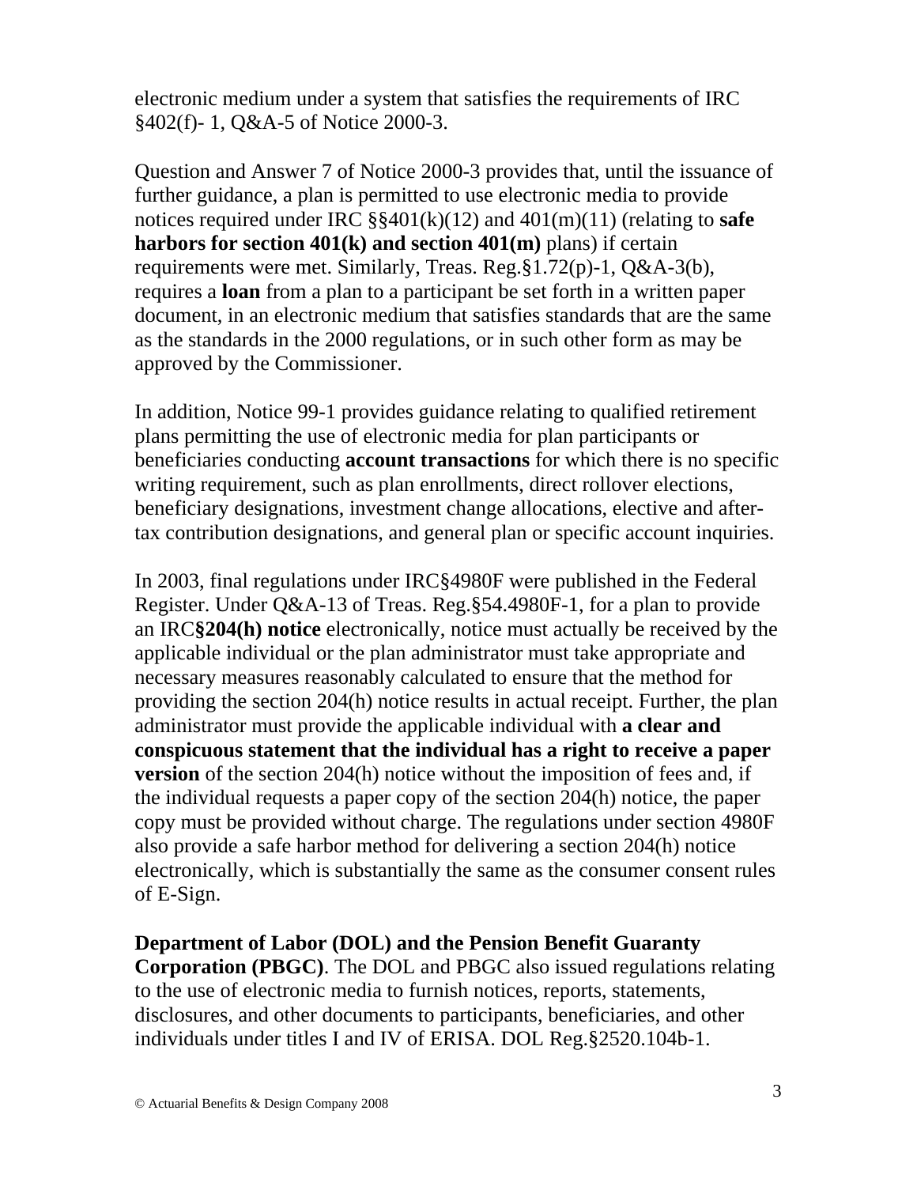electronic medium under a system that satisfies the requirements of IRC §402(f)- 1, Q&A-5 of Notice 2000-3.

Question and Answer 7 of Notice 2000-3 provides that, until the issuance of further guidance, a plan is permitted to use electronic media to provide notices required under IRC §§401(k)(12) and 401(m)(11) (relating to **safe harbors for section 401(k) and section 401(m)** plans) if certain requirements were met. Similarly, Treas. Reg.§1.72(p)-1, Q&A-3(b), requires a **loan** from a plan to a participant be set forth in a written paper document, in an electronic medium that satisfies standards that are the same as the standards in the 2000 regulations, or in such other form as may be approved by the Commissioner.

In addition, Notice 99-1 provides guidance relating to qualified retirement plans permitting the use of electronic media for plan participants or beneficiaries conducting **account transactions** for which there is no specific writing requirement, such as plan enrollments, direct rollover elections, beneficiary designations, investment change allocations, elective and after-tax contribution designations, and general plan or specific account inquiries.

In 2003, final regulations under IRC§4980F were published in the Federal Register. Under Q&A-13 of Treas. Reg.§54.4980F-1, for a plan to provide an IRC**§204(h) notice** electronically, notice must actually be received by the applicable individual or the plan administrator must take appropriate and necessary measures reasonably calculated to ensure that the method for providing the section 204(h) notice results in actual receipt. Further, the plan administrator must provide the applicable individual with **a clear and conspicuous statement that the individual has a right to receive a paper version** of the section 204(h) notice without the imposition of fees and, if the individual requests a paper copy of the section 204(h) notice, the paper copy must be provided without charge. The regulations under section 4980F also provide a safe harbor method for delivering a section 204(h) notice electronically, which is substantially the same as the consumer consent rules of E-Sign.

**Department of Labor (DOL) and the Pension Benefit Guaranty Corporation (PBGC)**. The DOL and PBGC also issued regulations relating to the use of electronic media to furnish notices, reports, statements, disclosures, and other documents to participants, beneficiaries, and other individuals under titles I and IV of ERISA. DOL Reg.§2520.104b-1.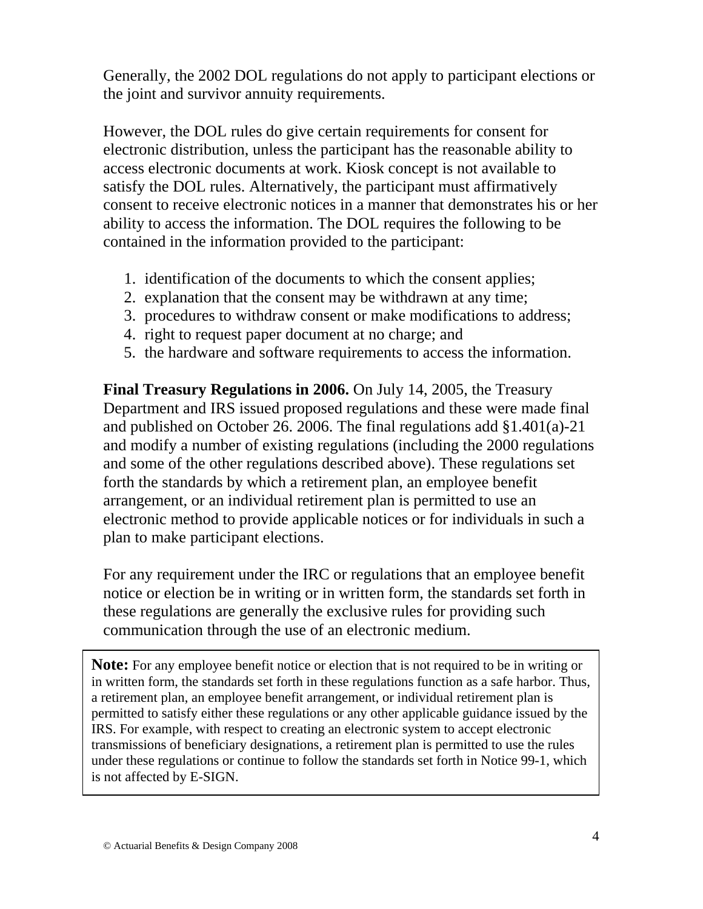Generally, the 2002 DOL regulations do not apply to participant elections or the joint and survivor annuity requirements.

However, the DOL rules do give certain requirements for consent for electronic distribution, unless the participant has the reasonable ability to access electronic documents at work. Kiosk concept is not available to satisfy the DOL rules. Alternatively, the participant must affirmatively consent to receive electronic notices in a manner that demonstrates his or her ability to access the information. The DOL requires the following to be contained in the information provided to the participant:

1. identification of the documents to which the consent applies;
2. explanation that the consent may be withdrawn at any time;
3. procedures to withdraw consent or make modifications to address;
4. right to request paper document at no charge; and
5. the hardware and software requirements to access the information.

**Final Treasury Regulations in 2006.** On July 14, 2005, the Treasury Department and IRS issued proposed regulations and these were made final and published on October 26. 2006. The final regulations add §1.401(a)-21 and modify a number of existing regulations (including the 2000 regulations and some of the other regulations described above). These regulations set forth the standards by which a retirement plan, an employee benefit arrangement, or an individual retirement plan is permitted to use an electronic method to provide applicable notices or for individuals in such a plan to make participant elections.

For any requirement under the IRC or regulations that an employee benefit notice or election be in writing or in written form, the standards set forth in these regulations are generally the exclusive rules for providing such communication through the use of an electronic medium.

> **Note:** For any employee benefit notice or election that is not required to be in writing or in written form, the standards set forth in these regulations function as a safe harbor. Thus, a retirement plan, an employee benefit arrangement, or individual retirement plan is permitted to satisfy either these regulations or any other applicable guidance issued by the IRS. For example, with respect to creating an electronic system to accept electronic transmissions of beneficiary designations, a retirement plan is permitted to use the rules under these regulations or continue to follow the standards set forth in Notice 99-1, which is not affected by E-SIGN.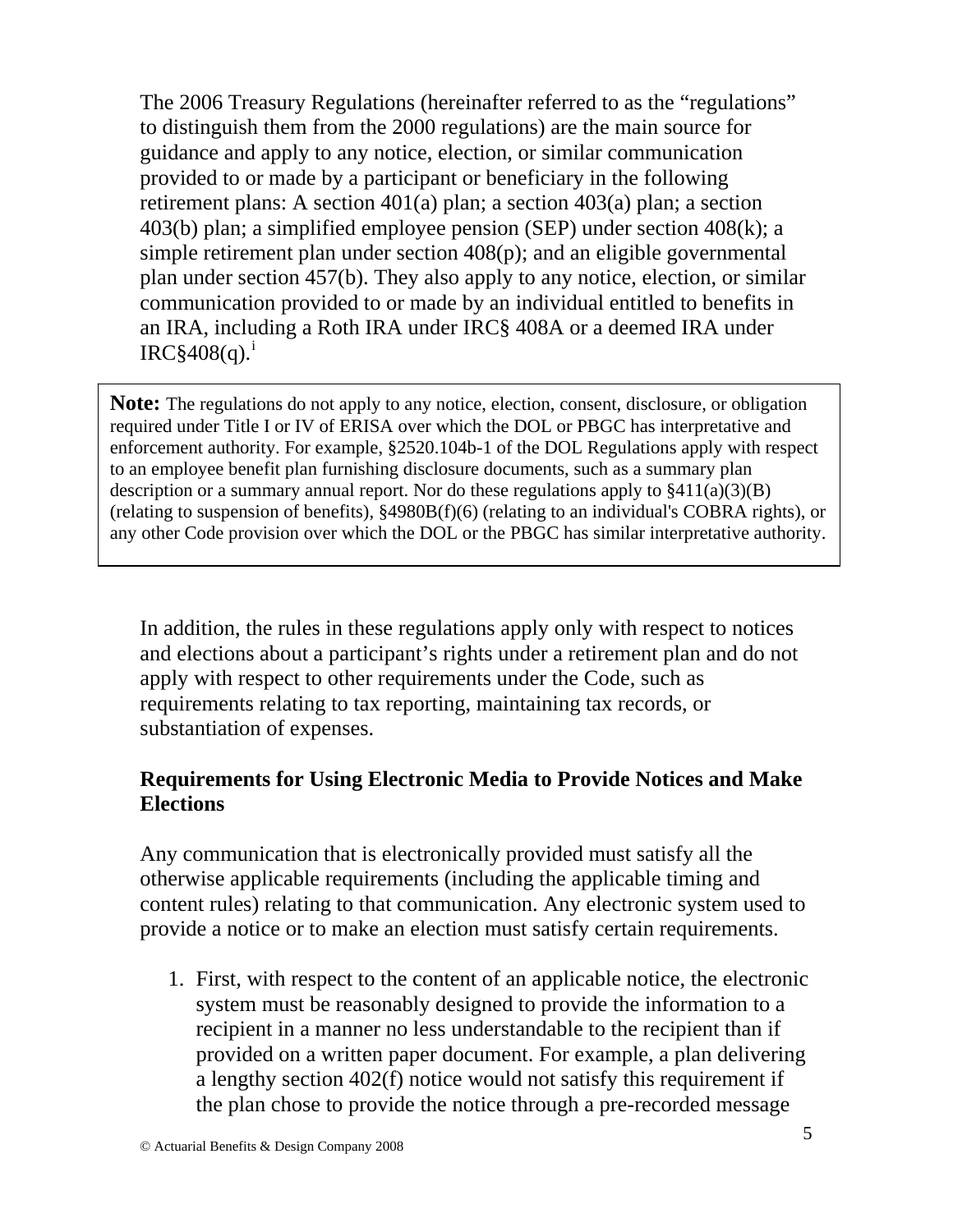The 2006 Treasury Regulations (hereinafter referred to as the "regulations" to distinguish them from the 2000 regulations) are the main source for guidance and apply to any notice, election, or similar communication provided to or made by a participant or beneficiary in the following retirement plans: A section 401(a) plan; a section 403(a) plan; a section 403(b) plan; a simplified employee pension (SEP) under section 408(k); a simple retirement plan under section 408(p); and an eligible governmental plan under section 457(b). They also apply to any notice, election, or similar communication provided to or made by an individual entitled to benefits in an IRA, including a Roth IRA under IRC§ 408A or a deemed IRA under IRC§408(q).[i]

> **Note:** The regulations do not apply to any notice, election, consent, disclosure, or obligation required under Title I or IV of ERISA over which the DOL or PBGC has interpretative and enforcement authority. For example, §2520.104b-1 of the DOL Regulations apply with respect to an employee benefit plan furnishing disclosure documents, such as a summary plan description or a summary annual report. Nor do these regulations apply to §411(a)(3)(B) (relating to suspension of benefits), §4980B(f)(6) (relating to an individual's COBRA rights), or any other Code provision over which the DOL or the PBGC has similar interpretative authority.

In addition, the rules in these regulations apply only with respect to notices and elections about a participant's rights under a retirement plan and do not apply with respect to other requirements under the Code, such as requirements relating to tax reporting, maintaining tax records, or substantiation of expenses.

**Requirements for Using Electronic Media to Provide Notices and Make Elections**

Any communication that is electronically provided must satisfy all the otherwise applicable requirements (including the applicable timing and content rules) relating to that communication. Any electronic system used to provide a notice or to make an election must satisfy certain requirements.

1. First, with respect to the content of an applicable notice, the electronic system must be reasonably designed to provide the information to a recipient in a manner no less understandable to the recipient than if provided on a written paper document. For example, a plan delivering a lengthy section 402(f) notice would not satisfy this requirement if the plan chose to provide the notice through a pre-recorded message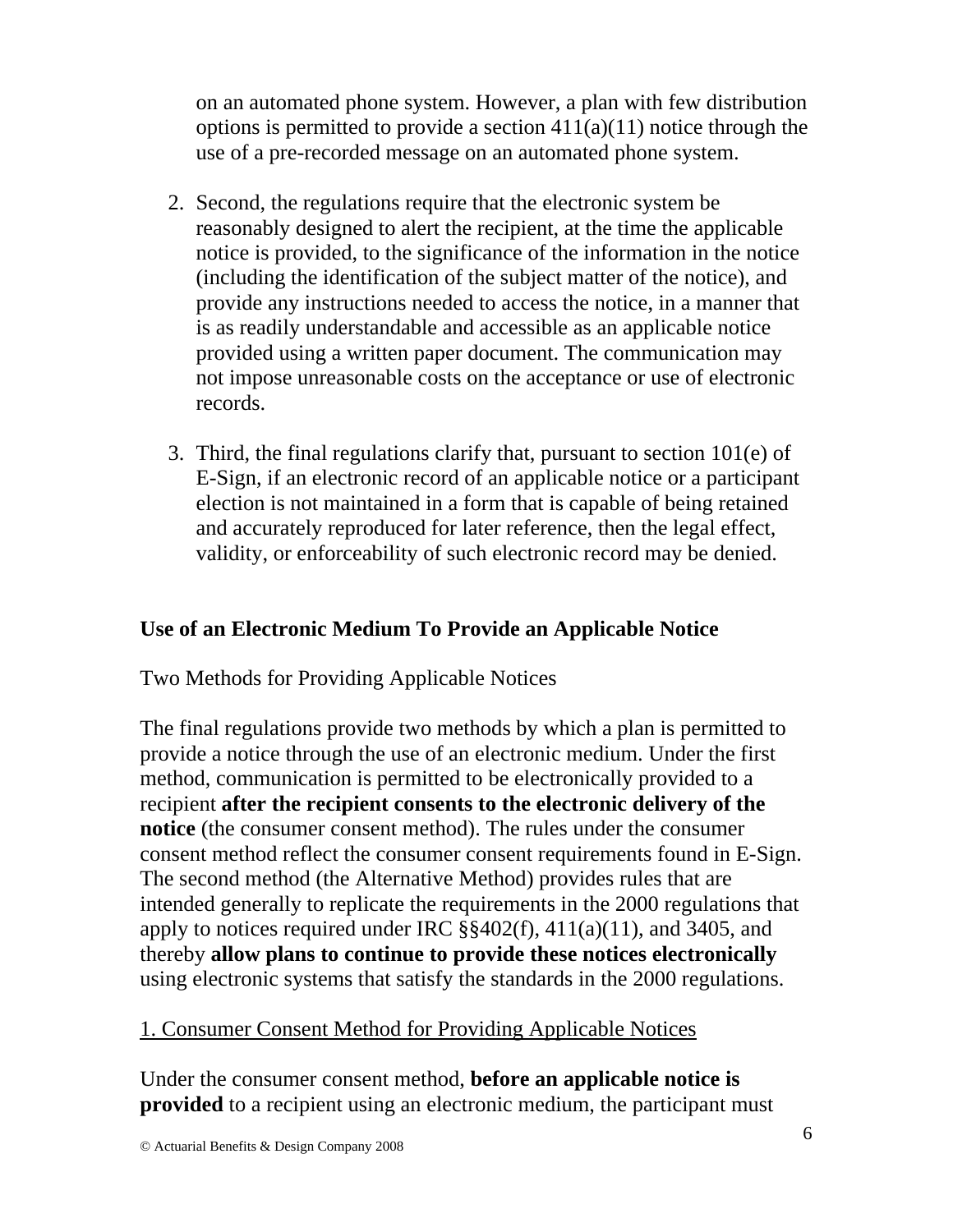on an automated phone system. However, a plan with few distribution options is permitted to provide a section 411(a)(11) notice through the use of a pre-recorded message on an automated phone system.

2. Second, the regulations require that the electronic system be reasonably designed to alert the recipient, at the time the applicable notice is provided, to the significance of the information in the notice (including the identification of the subject matter of the notice), and provide any instructions needed to access the notice, in a manner that is as readily understandable and accessible as an applicable notice provided using a written paper document. The communication may not impose unreasonable costs on the acceptance or use of electronic records.

3. Third, the final regulations clarify that, pursuant to section 101(e) of E-Sign, if an electronic record of an applicable notice or a participant election is not maintained in a form that is capable of being retained and accurately reproduced for later reference, then the legal effect, validity, or enforceability of such electronic record may be denied.

**Use of an Electronic Medium To Provide an Applicable Notice**

Two Methods for Providing Applicable Notices

The final regulations provide two methods by which a plan is permitted to provide a notice through the use of an electronic medium. Under the first method, communication is permitted to be electronically provided to a recipient **after the recipient consents to the electronic delivery of the notice** (the consumer consent method). The rules under the consumer consent method reflect the consumer consent requirements found in E-Sign. The second method (the Alternative Method) provides rules that are intended generally to replicate the requirements in the 2000 regulations that apply to notices required under IRC §§402(f), 411(a)(11), and 3405, and thereby **allow plans to continue to provide these notices electronically** using electronic systems that satisfy the standards in the 2000 regulations.

<u>1. Consumer Consent Method for Providing Applicable Notices</u>

Under the consumer consent method, **before an applicable notice is provided** to a recipient using an electronic medium, the participant must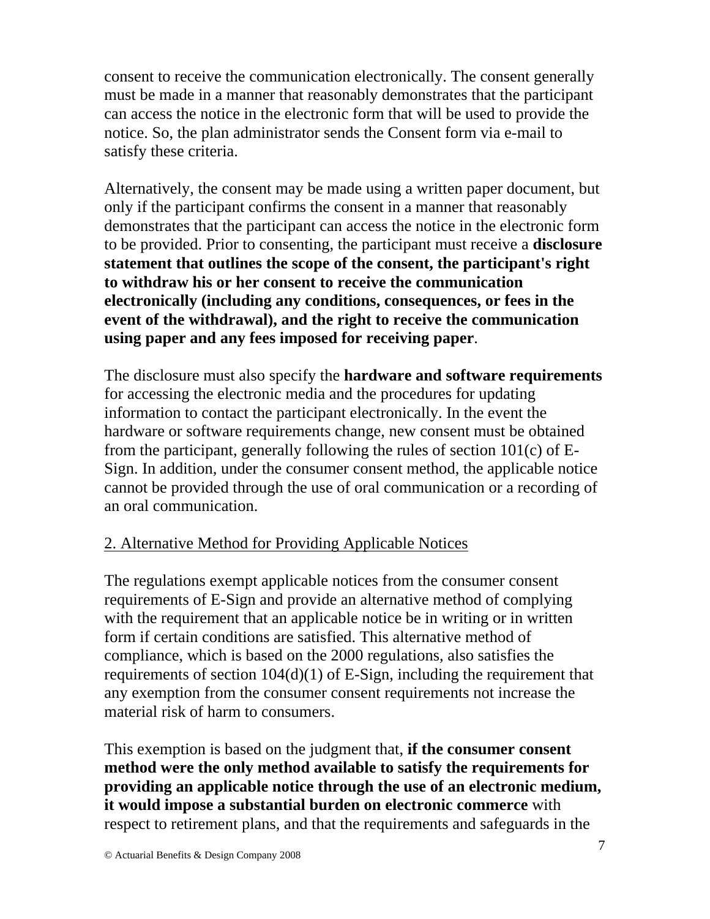consent to receive the communication electronically. The consent generally must be made in a manner that reasonably demonstrates that the participant can access the notice in the electronic form that will be used to provide the notice. So, the plan administrator sends the Consent form via e-mail to satisfy these criteria.

Alternatively, the consent may be made using a written paper document, but only if the participant confirms the consent in a manner that reasonably demonstrates that the participant can access the notice in the electronic form to be provided. Prior to consenting, the participant must receive a **disclosure statement that outlines the scope of the consent, the participant's right to withdraw his or her consent to receive the communication electronically (including any conditions, consequences, or fees in the event of the withdrawal), and the right to receive the communication using paper and any fees imposed for receiving paper**.

The disclosure must also specify the **hardware and software requirements** for accessing the electronic media and the procedures for updating information to contact the participant electronically. In the event the hardware or software requirements change, new consent must be obtained from the participant, generally following the rules of section 101(c) of E-Sign. In addition, under the consumer consent method, the applicable notice cannot be provided through the use of oral communication or a recording of an oral communication.

<u>2. Alternative Method for Providing Applicable Notices</u>

The regulations exempt applicable notices from the consumer consent requirements of E-Sign and provide an alternative method of complying with the requirement that an applicable notice be in writing or in written form if certain conditions are satisfied. This alternative method of compliance, which is based on the 2000 regulations, also satisfies the requirements of section 104(d)(1) of E-Sign, including the requirement that any exemption from the consumer consent requirements not increase the material risk of harm to consumers.

This exemption is based on the judgment that, **if the consumer consent method were the only method available to satisfy the requirements for providing an applicable notice through the use of an electronic medium, it would impose a substantial burden on electronic commerce** with respect to retirement plans, and that the requirements and safeguards in the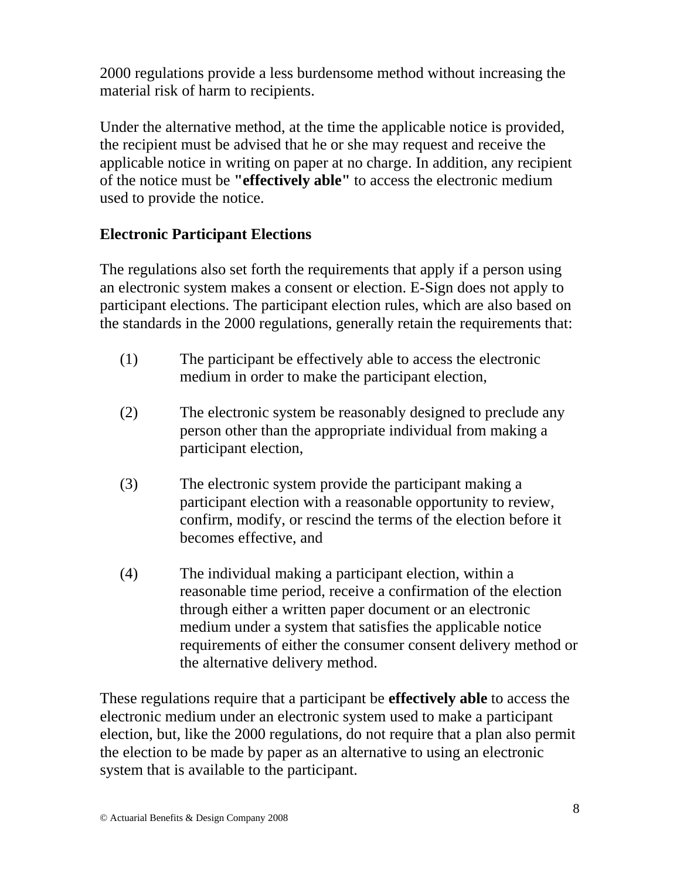2000 regulations provide a less burdensome method without increasing the material risk of harm to recipients.

Under the alternative method, at the time the applicable notice is provided, the recipient must be advised that he or she may request and receive the applicable notice in writing on paper at no charge. In addition, any recipient of the notice must be **"effectively able"** to access the electronic medium used to provide the notice.

**Electronic Participant Elections**

The regulations also set forth the requirements that apply if a person using an electronic system makes a consent or election. E-Sign does not apply to participant elections. The participant election rules, which are also based on the standards in the 2000 regulations, generally retain the requirements that:

(1) The participant be effectively able to access the electronic medium in order to make the participant election,

(2) The electronic system be reasonably designed to preclude any person other than the appropriate individual from making a participant election,

(3) The electronic system provide the participant making a participant election with a reasonable opportunity to review, confirm, modify, or rescind the terms of the election before it becomes effective, and

(4) The individual making a participant election, within a reasonable time period, receive a confirmation of the election through either a written paper document or an electronic medium under a system that satisfies the applicable notice requirements of either the consumer consent delivery method or the alternative delivery method.

These regulations require that a participant be **effectively able** to access the electronic medium under an electronic system used to make a participant election, but, like the 2000 regulations, do not require that a plan also permit the election to be made by paper as an alternative to using an electronic system that is available to the participant.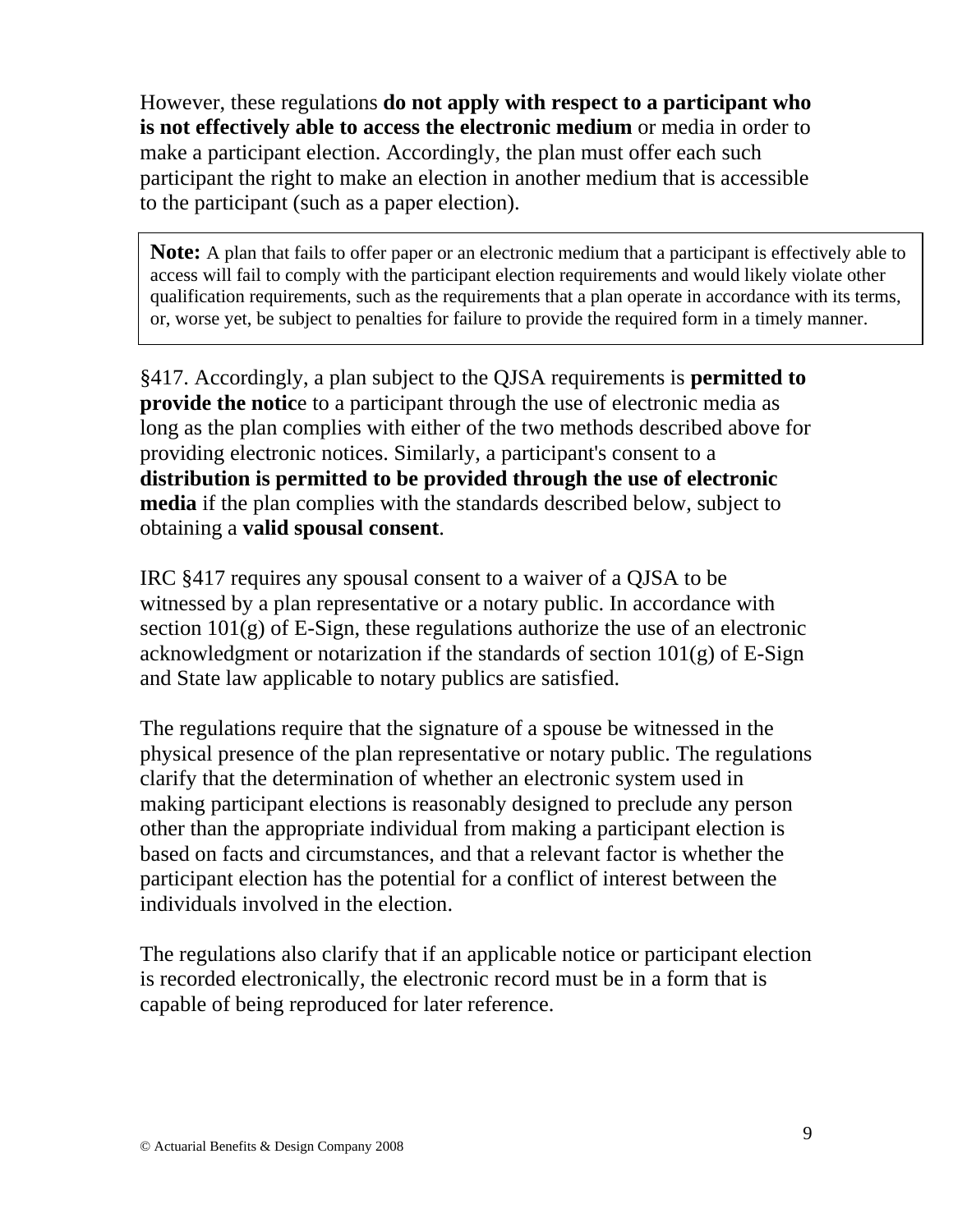However, these regulations **do not apply with respect to a participant who is not effectively able to access the electronic medium** or media in order to make a participant election. Accordingly, the plan must offer each such participant the right to make an election in another medium that is accessible to the participant (such as a paper election).

> **Note:** A plan that fails to offer paper or an electronic medium that a participant is effectively able to access will fail to comply with the participant election requirements and would likely violate other qualification requirements, such as the requirements that a plan operate in accordance with its terms, or, worse yet, be subject to penalties for failure to provide the required form in a timely manner.

§417. Accordingly, a plan subject to the QJSA requirements is **permitted to provide the notic**e to a participant through the use of electronic media as long as the plan complies with either of the two methods described above for providing electronic notices. Similarly, a participant's consent to a **distribution is permitted to be provided through the use of electronic media** if the plan complies with the standards described below, subject to obtaining a **valid spousal consent**.

IRC §417 requires any spousal consent to a waiver of a QJSA to be witnessed by a plan representative or a notary public. In accordance with section 101(g) of E-Sign, these regulations authorize the use of an electronic acknowledgment or notarization if the standards of section 101(g) of E-Sign and State law applicable to notary publics are satisfied.

The regulations require that the signature of a spouse be witnessed in the physical presence of the plan representative or notary public. The regulations clarify that the determination of whether an electronic system used in making participant elections is reasonably designed to preclude any person other than the appropriate individual from making a participant election is based on facts and circumstances, and that a relevant factor is whether the participant election has the potential for a conflict of interest between the individuals involved in the election.

The regulations also clarify that if an applicable notice or participant election is recorded electronically, the electronic record must be in a form that is capable of being reproduced for later reference.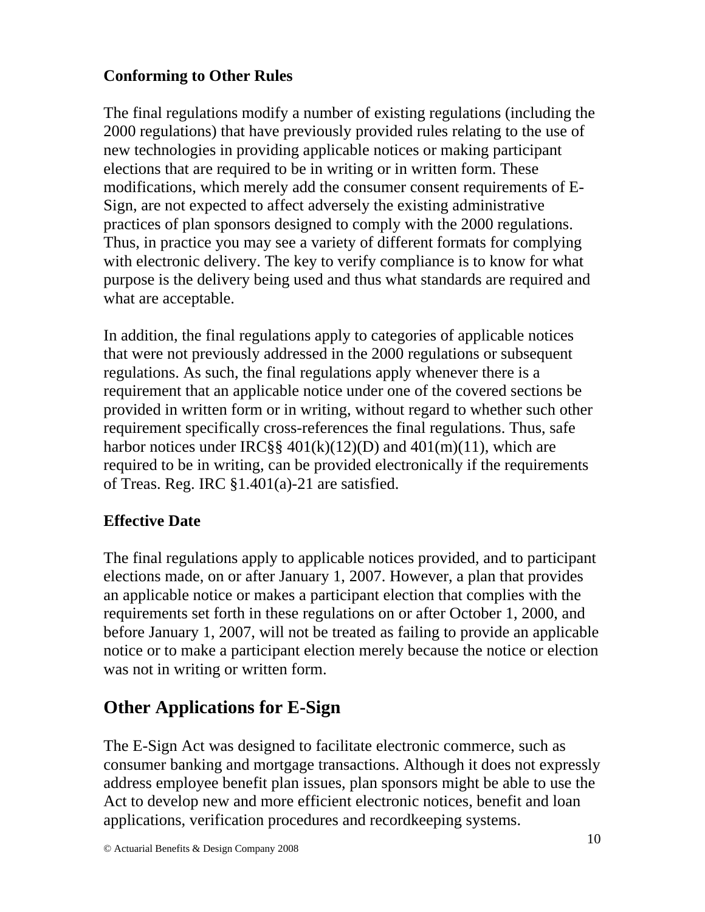### Conforming to Other Rules

The final regulations modify a number of existing regulations (including the 2000 regulations) that have previously provided rules relating to the use of new technologies in providing applicable notices or making participant elections that are required to be in writing or in written form. These modifications, which merely add the consumer consent requirements of E-Sign, are not expected to affect adversely the existing administrative practices of plan sponsors designed to comply with the 2000 regulations. Thus, in practice you may see a variety of different formats for complying with electronic delivery. The key to verify compliance is to know for what purpose is the delivery being used and thus what standards are required and what are acceptable.

In addition, the final regulations apply to categories of applicable notices that were not previously addressed in the 2000 regulations or subsequent regulations. As such, the final regulations apply whenever there is a requirement that an applicable notice under one of the covered sections be provided in written form or in writing, without regard to whether such other requirement specifically cross-references the final regulations. Thus, safe harbor notices under IRC§§ 401(k)(12)(D) and 401(m)(11), which are required to be in writing, can be provided electronically if the requirements of Treas. Reg. IRC §1.401(a)-21 are satisfied.

### Effective Date

The final regulations apply to applicable notices provided, and to participant elections made, on or after January 1, 2007. However, a plan that provides an applicable notice or makes a participant election that complies with the requirements set forth in these regulations on or after October 1, 2000, and before January 1, 2007, will not be treated as failing to provide an applicable notice or to make a participant election merely because the notice or election was not in writing or written form.

## Other Applications for E-Sign

The E-Sign Act was designed to facilitate electronic commerce, such as consumer banking and mortgage transactions. Although it does not expressly address employee benefit plan issues, plan sponsors might be able to use the Act to develop new and more efficient electronic notices, benefit and loan applications, verification procedures and recordkeeping systems.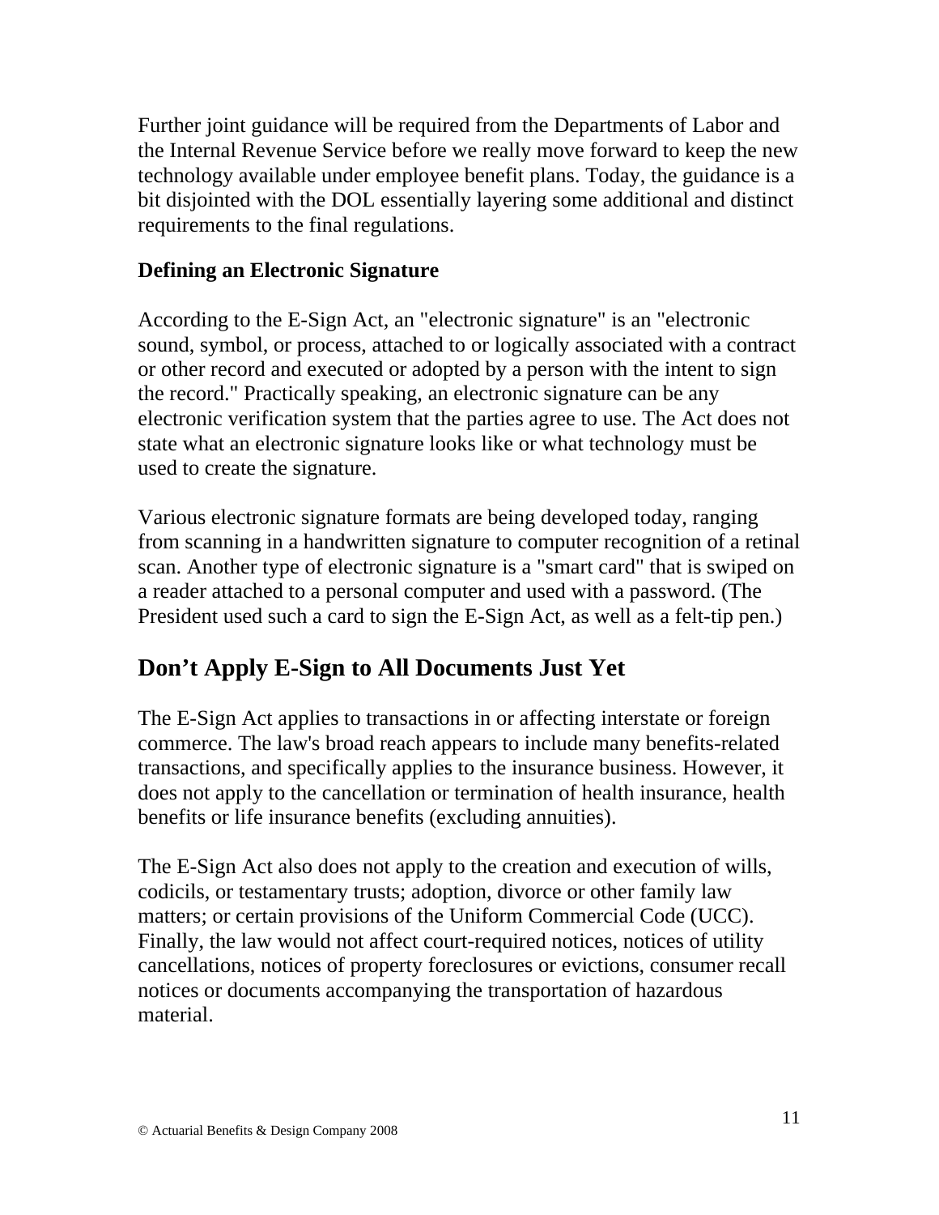Further joint guidance will be required from the Departments of Labor and the Internal Revenue Service before we really move forward to keep the new technology available under employee benefit plans. Today, the guidance is a bit disjointed with the DOL essentially layering some additional and distinct requirements to the final regulations.

### Defining an Electronic Signature

According to the E-Sign Act, an "electronic signature" is an "electronic sound, symbol, or process, attached to or logically associated with a contract or other record and executed or adopted by a person with the intent to sign the record." Practically speaking, an electronic signature can be any electronic verification system that the parties agree to use. The Act does not state what an electronic signature looks like or what technology must be used to create the signature.

Various electronic signature formats are being developed today, ranging from scanning in a handwritten signature to computer recognition of a retinal scan. Another type of electronic signature is a "smart card" that is swiped on a reader attached to a personal computer and used with a password. (The President used such a card to sign the E-Sign Act, as well as a felt-tip pen.)

## Don't Apply E-Sign to All Documents Just Yet

The E-Sign Act applies to transactions in or affecting interstate or foreign commerce. The law's broad reach appears to include many benefits-related transactions, and specifically applies to the insurance business. However, it does not apply to the cancellation or termination of health insurance, health benefits or life insurance benefits (excluding annuities).

The E-Sign Act also does not apply to the creation and execution of wills, codicils, or testamentary trusts; adoption, divorce or other family law matters; or certain provisions of the Uniform Commercial Code (UCC). Finally, the law would not affect court-required notices, notices of utility cancellations, notices of property foreclosures or evictions, consumer recall notices or documents accompanying the transportation of hazardous material.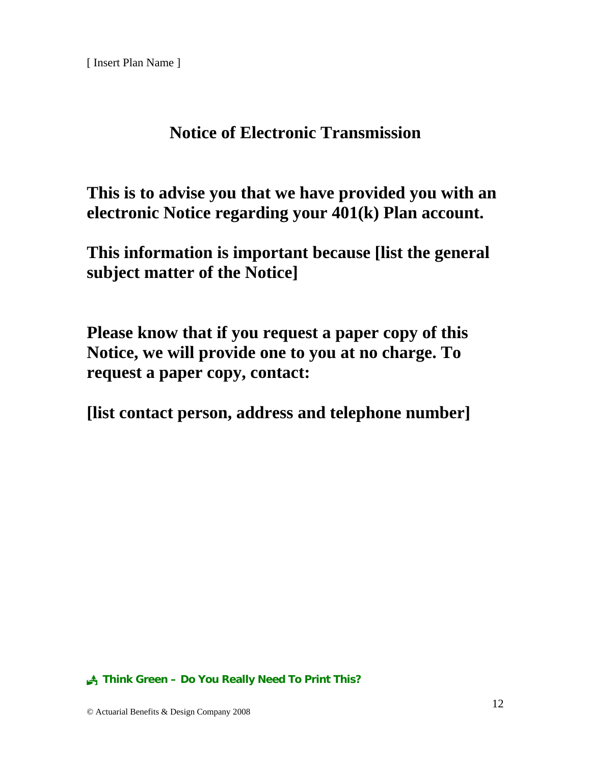[ Insert Plan Name ]

# Notice of Electronic Transmission

**This is to advise you that we have provided you with an electronic Notice regarding your 401(k) Plan account.**

**This information is important because [list the general subject matter of the Notice]**

**Please know that if you request a paper copy of this Notice, we will provide one to you at no charge. To request a paper copy, contact:**

**[list contact person, address and telephone number]**

**Think Green – Do You Really Need To Print This?**

© Actuarial Benefits & Design Company 2008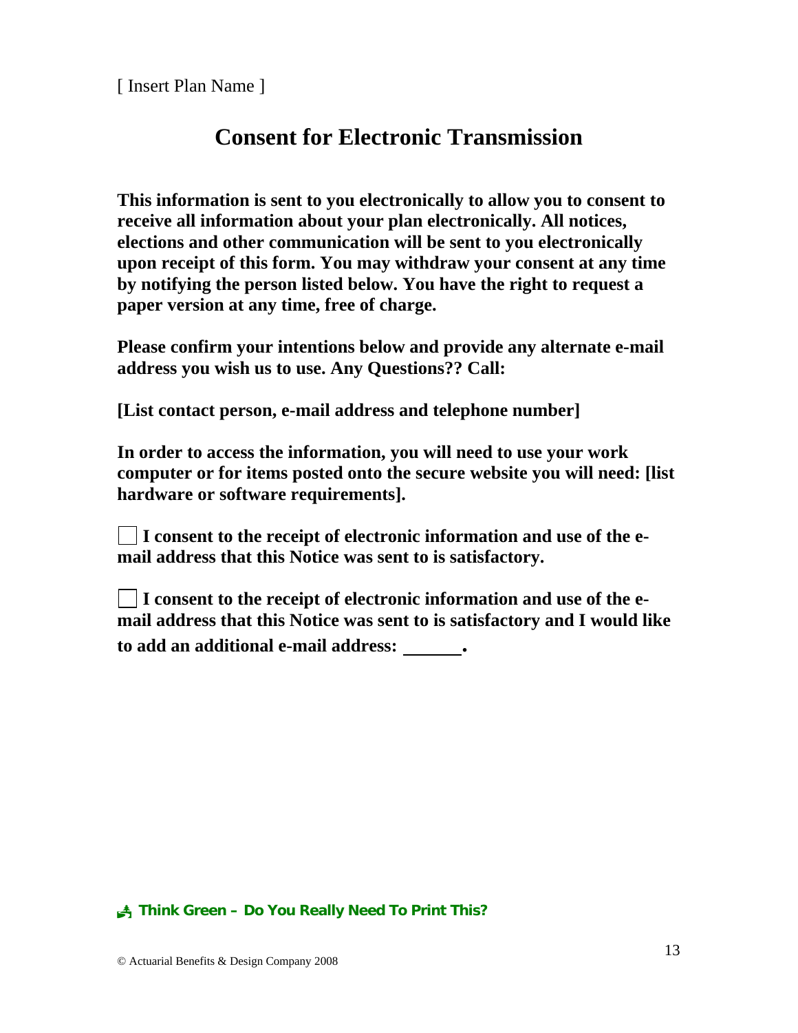[ Insert Plan Name ]

# Consent for Electronic Transmission

**This information is sent to you electronically to allow you to consent to receive all information about your plan electronically. All notices, elections and other communication will be sent to you electronically upon receipt of this form. You may withdraw your consent at any time by notifying the person listed below. You have the right to request a paper version at any time, free of charge.**

**Please confirm your intentions below and provide any alternate e-mail address you wish us to use. Any Questions?? Call:**

**[List contact person, e-mail address and telephone number]**

**In order to access the information, you will need to use your work computer or for items posted onto the secure website you will need: [list hardware or software requirements].**

☐ **I consent to the receipt of electronic information and use of the e-mail address that this Notice was sent to is satisfactory.**

☐ **I consent to the receipt of electronic information and use of the e-mail address that this Notice was sent to is satisfactory and I would like to add an additional e-mail address: ______.**

**Think Green – Do You Really Need To Print This?**

© Actuarial Benefits & Design Company 2008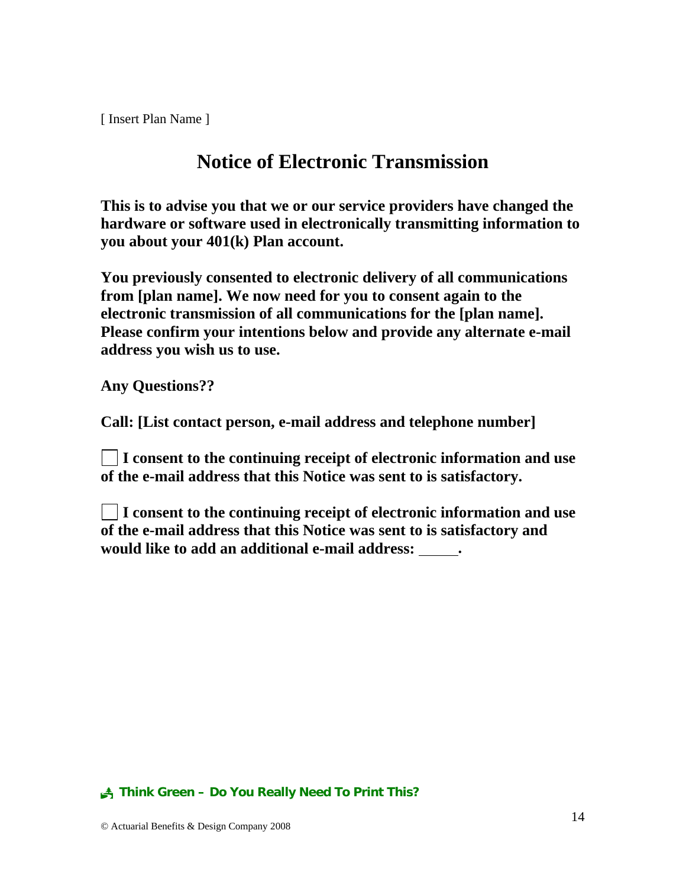[ Insert Plan Name ]

# Notice of Electronic Transmission

**This is to advise you that we or our service providers have changed the hardware or software used in electronically transmitting information to you about your 401(k) Plan account.**

**You previously consented to electronic delivery of all communications from [plan name]. We now need for you to consent again to the electronic transmission of all communications for the [plan name]. Please confirm your intentions below and provide any alternate e-mail address you wish us to use.**

**Any Questions??**

**Call: [List contact person, e-mail address and telephone number]**

☐ **I consent to the continuing receipt of electronic information and use of the e-mail address that this Notice was sent to is satisfactory.**

☐ **I consent to the continuing receipt of electronic information and use of the e-mail address that this Notice was sent to is satisfactory and would like to add an additional e-mail address: _____.**

**Think Green – Do You Really Need To Print This?**

© Actuarial Benefits & Design Company 2008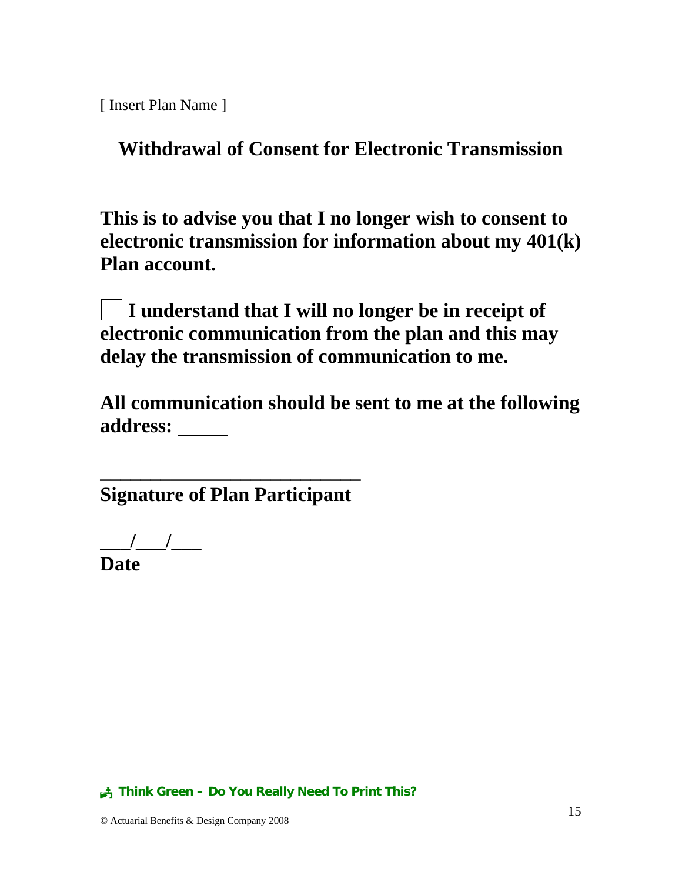[ Insert Plan Name ]

## Withdrawal of Consent for Electronic Transmission

**This is to advise you that I no longer wish to consent to electronic transmission for information about my 401(k) Plan account.**

☐ **I understand that I will no longer be in receipt of electronic communication from the plan and this may delay the transmission of communication to me.**

**All communication should be sent to me at the following address:** _____

**___________________________**
**Signature of Plan Participant**

**___/___/___**
**Date**

**Think Green – Do You Really Need To Print This?**

© Actuarial Benefits & Design Company 2008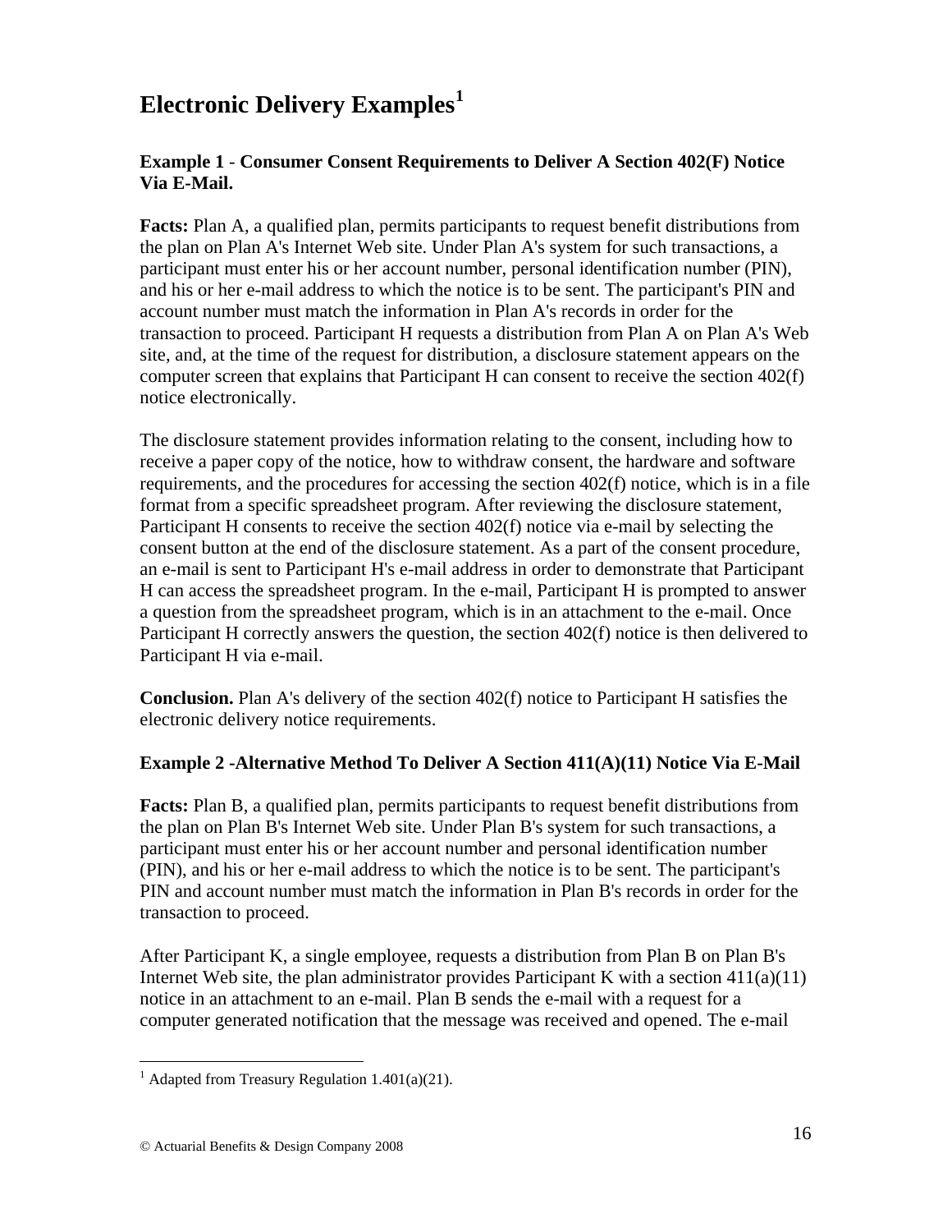# Electronic Delivery Examples[1]

### Example 1 - Consumer Consent Requirements to Deliver A Section 402(F) Notice Via E-Mail.

**Facts:** Plan A, a qualified plan, permits participants to request benefit distributions from the plan on Plan A's Internet Web site. Under Plan A's system for such transactions, a participant must enter his or her account number, personal identification number (PIN), and his or her e-mail address to which the notice is to be sent. The participant's PIN and account number must match the information in Plan A's records in order for the transaction to proceed. Participant H requests a distribution from Plan A on Plan A's Web site, and, at the time of the request for distribution, a disclosure statement appears on the computer screen that explains that Participant H can consent to receive the section 402(f) notice electronically.

The disclosure statement provides information relating to the consent, including how to receive a paper copy of the notice, how to withdraw consent, the hardware and software requirements, and the procedures for accessing the section 402(f) notice, which is in a file format from a specific spreadsheet program. After reviewing the disclosure statement, Participant H consents to receive the section 402(f) notice via e-mail by selecting the consent button at the end of the disclosure statement. As a part of the consent procedure, an e-mail is sent to Participant H's e-mail address in order to demonstrate that Participant H can access the spreadsheet program. In the e-mail, Participant H is prompted to answer a question from the spreadsheet program, which is in an attachment to the e-mail. Once Participant H correctly answers the question, the section 402(f) notice is then delivered to Participant H via e-mail.

**Conclusion.** Plan A's delivery of the section 402(f) notice to Participant H satisfies the electronic delivery notice requirements.

### Example 2 -Alternative Method To Deliver A Section 411(A)(11) Notice Via E-Mail

**Facts:** Plan B, a qualified plan, permits participants to request benefit distributions from the plan on Plan B's Internet Web site. Under Plan B's system for such transactions, a participant must enter his or her account number and personal identification number (PIN), and his or her e-mail address to which the notice is to be sent. The participant's PIN and account number must match the information in Plan B's records in order for the transaction to proceed.

After Participant K, a single employee, requests a distribution from Plan B on Plan B's Internet Web site, the plan administrator provides Participant K with a section 411(a)(11) notice in an attachment to an e-mail. Plan B sends the e-mail with a request for a computer generated notification that the message was received and opened. The e-mail

[1] Adapted from Treasury Regulation 1.401(a)(21).

© Actuarial Benefits & Design Company 2008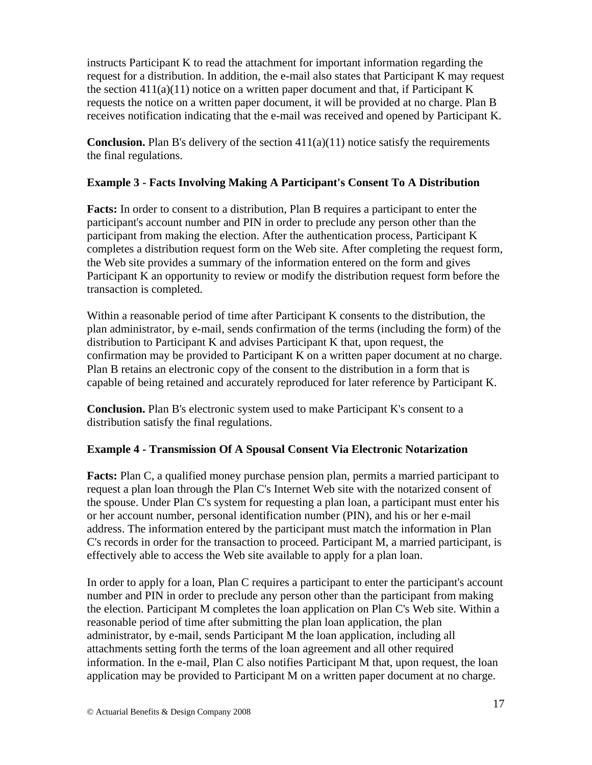instructs Participant K to read the attachment for important information regarding the request for a distribution. In addition, the e-mail also states that Participant K may request the section 411(a)(11) notice on a written paper document and that, if Participant K requests the notice on a written paper document, it will be provided at no charge. Plan B receives notification indicating that the e-mail was received and opened by Participant K.

**Conclusion.** Plan B's delivery of the section 411(a)(11) notice satisfy the requirements the final regulations.

**Example 3 - Facts Involving Making A Participant's Consent To A Distribution**

**Facts:** In order to consent to a distribution, Plan B requires a participant to enter the participant's account number and PIN in order to preclude any person other than the participant from making the election. After the authentication process, Participant K completes a distribution request form on the Web site. After completing the request form, the Web site provides a summary of the information entered on the form and gives Participant K an opportunity to review or modify the distribution request form before the transaction is completed.

Within a reasonable period of time after Participant K consents to the distribution, the plan administrator, by e-mail, sends confirmation of the terms (including the form) of the distribution to Participant K and advises Participant K that, upon request, the confirmation may be provided to Participant K on a written paper document at no charge. Plan B retains an electronic copy of the consent to the distribution in a form that is capable of being retained and accurately reproduced for later reference by Participant K.

**Conclusion.** Plan B's electronic system used to make Participant K's consent to a distribution satisfy the final regulations.

**Example 4 - Transmission Of A Spousal Consent Via Electronic Notarization**

**Facts:** Plan C, a qualified money purchase pension plan, permits a married participant to request a plan loan through the Plan C's Internet Web site with the notarized consent of the spouse. Under Plan C's system for requesting a plan loan, a participant must enter his or her account number, personal identification number (PIN), and his or her e-mail address. The information entered by the participant must match the information in Plan C's records in order for the transaction to proceed. Participant M, a married participant, is effectively able to access the Web site available to apply for a plan loan.

In order to apply for a loan, Plan C requires a participant to enter the participant's account number and PIN in order to preclude any person other than the participant from making the election. Participant M completes the loan application on Plan C's Web site. Within a reasonable period of time after submitting the plan loan application, the plan administrator, by e-mail, sends Participant M the loan application, including all attachments setting forth the terms of the loan agreement and all other required information. In the e-mail, Plan C also notifies Participant M that, upon request, the loan application may be provided to Participant M on a written paper document at no charge.

© Actuarial Benefits & Design Company 2008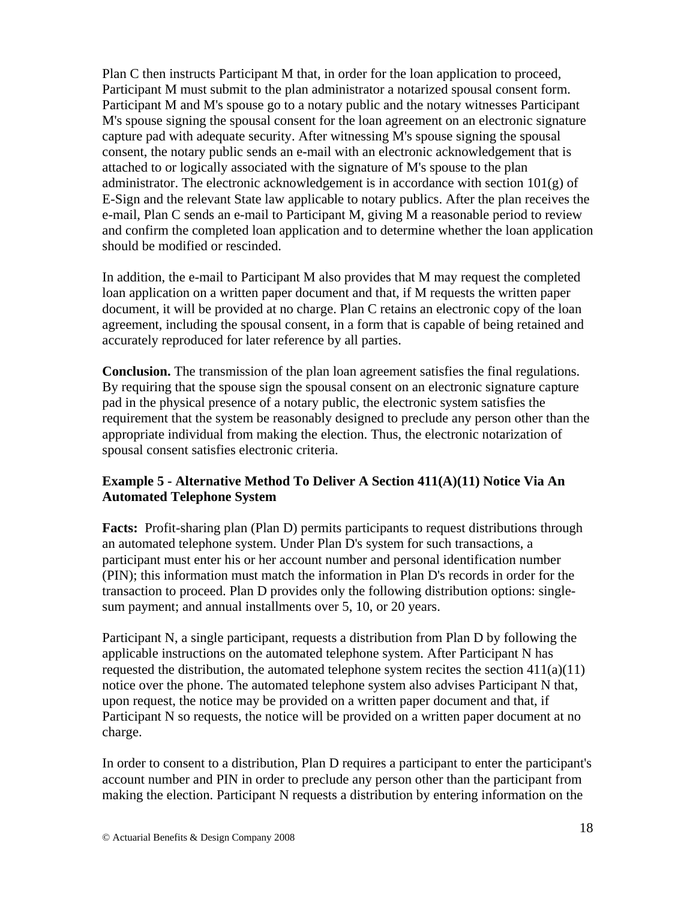Plan C then instructs Participant M that, in order for the loan application to proceed, Participant M must submit to the plan administrator a notarized spousal consent form. Participant M and M's spouse go to a notary public and the notary witnesses Participant M's spouse signing the spousal consent for the loan agreement on an electronic signature capture pad with adequate security. After witnessing M's spouse signing the spousal consent, the notary public sends an e-mail with an electronic acknowledgement that is attached to or logically associated with the signature of M's spouse to the plan administrator. The electronic acknowledgement is in accordance with section 101(g) of E-Sign and the relevant State law applicable to notary publics. After the plan receives the e-mail, Plan C sends an e-mail to Participant M, giving M a reasonable period to review and confirm the completed loan application and to determine whether the loan application should be modified or rescinded.

In addition, the e-mail to Participant M also provides that M may request the completed loan application on a written paper document and that, if M requests the written paper document, it will be provided at no charge. Plan C retains an electronic copy of the loan agreement, including the spousal consent, in a form that is capable of being retained and accurately reproduced for later reference by all parties.

**Conclusion.** The transmission of the plan loan agreement satisfies the final regulations. By requiring that the spouse sign the spousal consent on an electronic signature capture pad in the physical presence of a notary public, the electronic system satisfies the requirement that the system be reasonably designed to preclude any person other than the appropriate individual from making the election. Thus, the electronic notarization of spousal consent satisfies electronic criteria.

### Example 5 - Alternative Method To Deliver A Section 411(A)(11) Notice Via An Automated Telephone System

**Facts:** Profit-sharing plan (Plan D) permits participants to request distributions through an automated telephone system. Under Plan D's system for such transactions, a participant must enter his or her account number and personal identification number (PIN); this information must match the information in Plan D's records in order for the transaction to proceed. Plan D provides only the following distribution options: single-sum payment; and annual installments over 5, 10, or 20 years.

Participant N, a single participant, requests a distribution from Plan D by following the applicable instructions on the automated telephone system. After Participant N has requested the distribution, the automated telephone system recites the section 411(a)(11) notice over the phone. The automated telephone system also advises Participant N that, upon request, the notice may be provided on a written paper document and that, if Participant N so requests, the notice will be provided on a written paper document at no charge.

In order to consent to a distribution, Plan D requires a participant to enter the participant's account number and PIN in order to preclude any person other than the participant from making the election. Participant N requests a distribution by entering information on the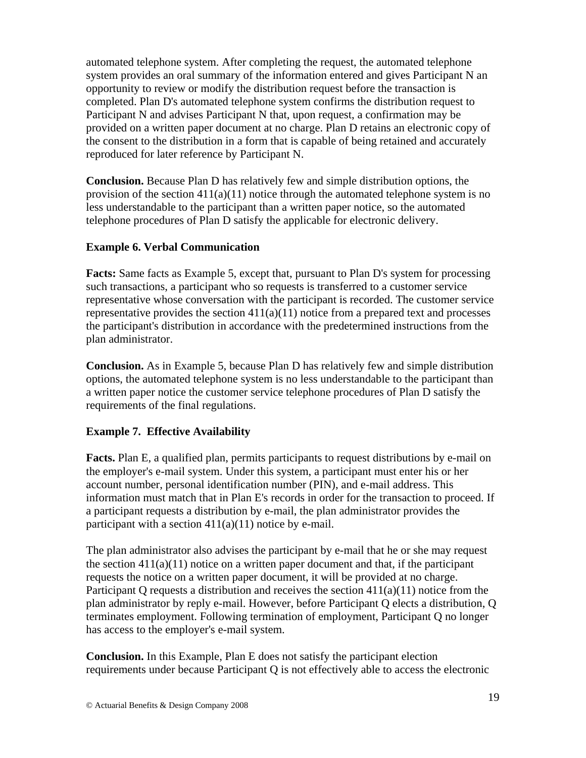automated telephone system. After completing the request, the automated telephone system provides an oral summary of the information entered and gives Participant N an opportunity to review or modify the distribution request before the transaction is completed. Plan D's automated telephone system confirms the distribution request to Participant N and advises Participant N that, upon request, a confirmation may be provided on a written paper document at no charge. Plan D retains an electronic copy of the consent to the distribution in a form that is capable of being retained and accurately reproduced for later reference by Participant N.

**Conclusion.** Because Plan D has relatively few and simple distribution options, the provision of the section 411(a)(11) notice through the automated telephone system is no less understandable to the participant than a written paper notice, so the automated telephone procedures of Plan D satisfy the applicable for electronic delivery.

**Example 6. Verbal Communication**

**Facts:** Same facts as Example 5, except that, pursuant to Plan D's system for processing such transactions, a participant who so requests is transferred to a customer service representative whose conversation with the participant is recorded. The customer service representative provides the section 411(a)(11) notice from a prepared text and processes the participant's distribution in accordance with the predetermined instructions from the plan administrator.

**Conclusion.** As in Example 5, because Plan D has relatively few and simple distribution options, the automated telephone system is no less understandable to the participant than a written paper notice the customer service telephone procedures of Plan D satisfy the requirements of the final regulations.

**Example 7. Effective Availability**

**Facts.** Plan E, a qualified plan, permits participants to request distributions by e-mail on the employer's e-mail system. Under this system, a participant must enter his or her account number, personal identification number (PIN), and e-mail address. This information must match that in Plan E's records in order for the transaction to proceed. If a participant requests a distribution by e-mail, the plan administrator provides the participant with a section 411(a)(11) notice by e-mail.

The plan administrator also advises the participant by e-mail that he or she may request the section 411(a)(11) notice on a written paper document and that, if the participant requests the notice on a written paper document, it will be provided at no charge. Participant Q requests a distribution and receives the section 411(a)(11) notice from the plan administrator by reply e-mail. However, before Participant Q elects a distribution, Q terminates employment. Following termination of employment, Participant Q no longer has access to the employer's e-mail system.

**Conclusion.** In this Example, Plan E does not satisfy the participant election requirements under because Participant Q is not effectively able to access the electronic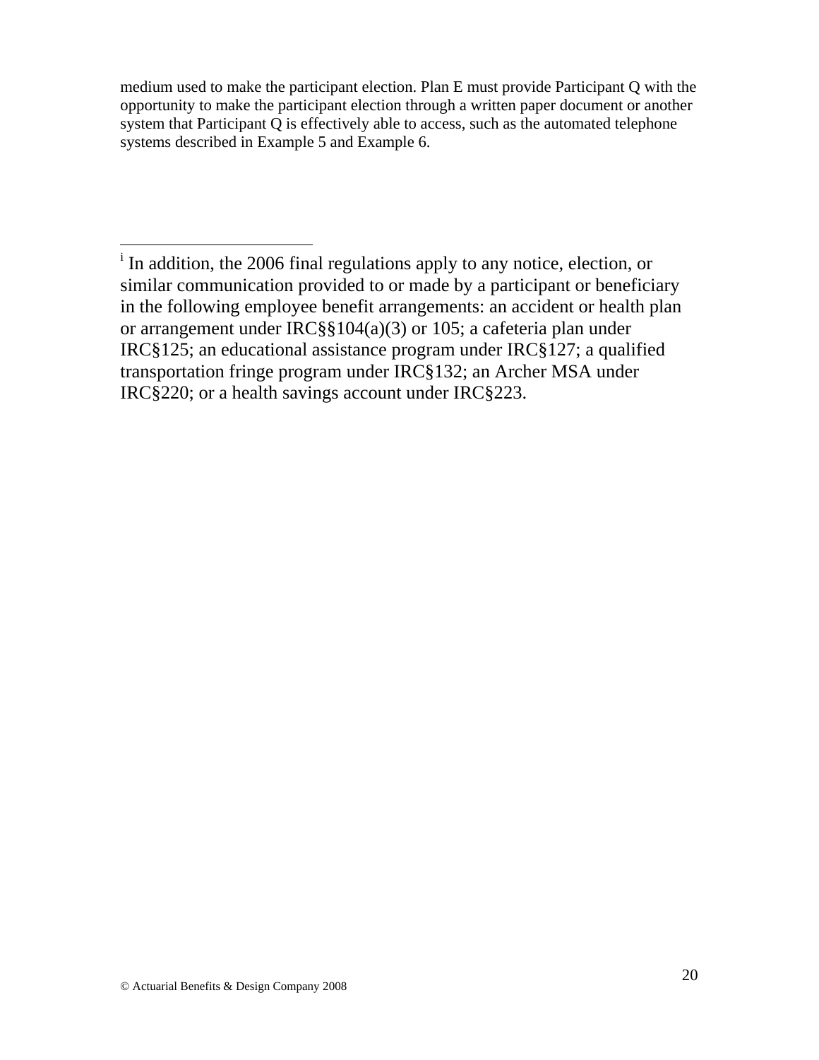medium used to make the participant election. Plan E must provide Participant Q with the opportunity to make the participant election through a written paper document or another system that Participant Q is effectively able to access, such as the automated telephone systems described in Example 5 and Example 6.

---

[i] In addition, the 2006 final regulations apply to any notice, election, or similar communication provided to or made by a participant or beneficiary in the following employee benefit arrangements: an accident or health plan or arrangement under IRC§§104(a)(3) or 105; a cafeteria plan under IRC§125; an educational assistance program under IRC§127; a qualified transportation fringe program under IRC§132; an Archer MSA under IRC§220; or a health savings account under IRC§223.

© Actuarial Benefits & Design Company 2008